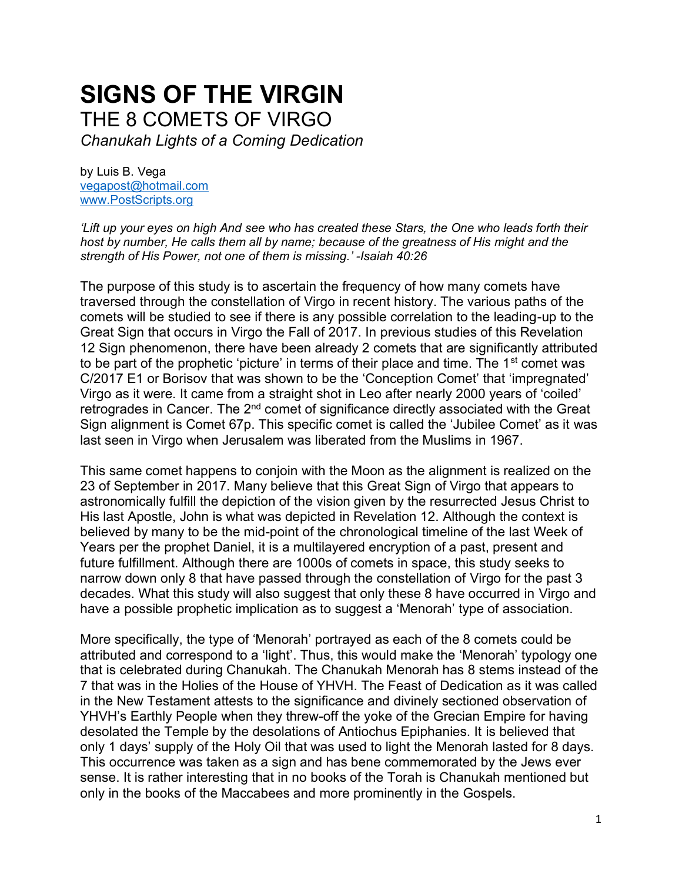# SIGNS OF THE VIRGIN

## THE 8 COMETS OF VIRGO

*Chanukah Lights of a Coming Dedication*

by Luis B. Vega
vegapost@hotmail.com
www.PostScripts.org

*'Lift up your eyes on high And see who has created these Stars, the One who leads forth their host by number, He calls them all by name; because of the greatness of His might and the strength of His Power, not one of them is missing.' -Isaiah 40:26*

The purpose of this study is to ascertain the frequency of how many comets have traversed through the constellation of Virgo in recent history. The various paths of the comets will be studied to see if there is any possible correlation to the leading-up to the Great Sign that occurs in Virgo the Fall of 2017. In previous studies of this Revelation 12 Sign phenomenon, there have been already 2 comets that are significantly attributed to be part of the prophetic 'picture' in terms of their place and time. The 1st comet was C/2017 E1 or Borisov that was shown to be the 'Conception Comet' that 'impregnated' Virgo as it were. It came from a straight shot in Leo after nearly 2000 years of 'coiled' retrogrades in Cancer. The 2nd comet of significance directly associated with the Great Sign alignment is Comet 67p. This specific comet is called the 'Jubilee Comet' as it was last seen in Virgo when Jerusalem was liberated from the Muslims in 1967.

This same comet happens to conjoin with the Moon as the alignment is realized on the 23 of September in 2017. Many believe that this Great Sign of Virgo that appears to astronomically fulfill the depiction of the vision given by the resurrected Jesus Christ to His last Apostle, John is what was depicted in Revelation 12. Although the context is believed by many to be the mid-point of the chronological timeline of the last Week of Years per the prophet Daniel, it is a multilayered encryption of a past, present and future fulfillment. Although there are 1000s of comets in space, this study seeks to narrow down only 8 that have passed through the constellation of Virgo for the past 3 decades. What this study will also suggest that only these 8 have occurred in Virgo and have a possible prophetic implication as to suggest a 'Menorah' type of association.

More specifically, the type of 'Menorah' portrayed as each of the 8 comets could be attributed and correspond to a 'light'. Thus, this would make the 'Menorah' typology one that is celebrated during Chanukah. The Chanukah Menorah has 8 stems instead of the 7 that was in the Holies of the House of YHVH. The Feast of Dedication as it was called in the New Testament attests to the significance and divinely sectioned observation of YHVH's Earthly People when they threw-off the yoke of the Grecian Empire for having desolated the Temple by the desolations of Antiochus Epiphanies. It is believed that only 1 days' supply of the Holy Oil that was used to light the Menorah lasted for 8 days. This occurrence was taken as a sign and has bene commemorated by the Jews ever sense. It is rather interesting that in no books of the Torah is Chanukah mentioned but only in the books of the Maccabees and more prominently in the Gospels.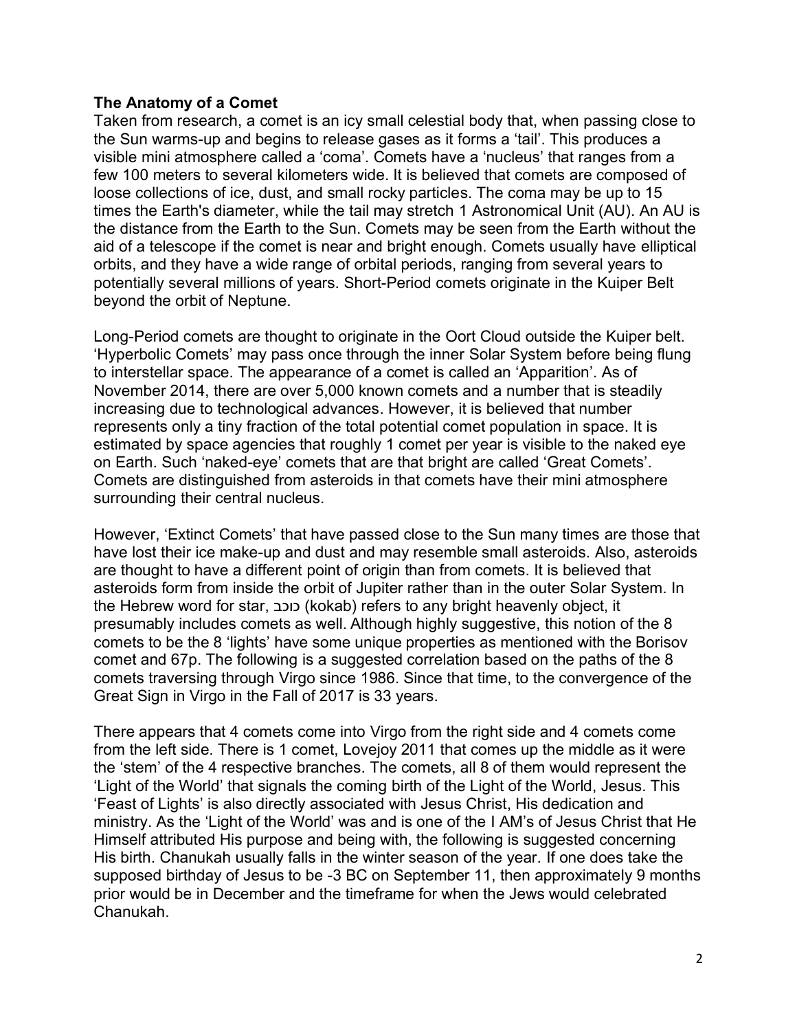**The Anatomy of a Comet**

Taken from research, a comet is an icy small celestial body that, when passing close to the Sun warms-up and begins to release gases as it forms a 'tail'. This produces a visible mini atmosphere called a 'coma'. Comets have a 'nucleus' that ranges from a few 100 meters to several kilometers wide. It is believed that comets are composed of loose collections of ice, dust, and small rocky particles. The coma may be up to 15 times the Earth's diameter, while the tail may stretch 1 Astronomical Unit (AU). An AU is the distance from the Earth to the Sun. Comets may be seen from the Earth without the aid of a telescope if the comet is near and bright enough. Comets usually have elliptical orbits, and they have a wide range of orbital periods, ranging from several years to potentially several millions of years. Short-Period comets originate in the Kuiper Belt beyond the orbit of Neptune.

Long-Period comets are thought to originate in the Oort Cloud outside the Kuiper belt. 'Hyperbolic Comets' may pass once through the inner Solar System before being flung to interstellar space. The appearance of a comet is called an 'Apparition'. As of November 2014, there are over 5,000 known comets and a number that is steadily increasing due to technological advances. However, it is believed that number represents only a tiny fraction of the total potential comet population in space. It is estimated by space agencies that roughly 1 comet per year is visible to the naked eye on Earth. Such 'naked-eye' comets that are that bright are called 'Great Comets'. Comets are distinguished from asteroids in that comets have their mini atmosphere surrounding their central nucleus.

However, 'Extinct Comets' that have passed close to the Sun many times are those that have lost their ice make-up and dust and may resemble small asteroids. Also, asteroids are thought to have a different point of origin than from comets. It is believed that asteroids form from inside the orbit of Jupiter rather than in the outer Solar System. In the Hebrew word for star, כוכב (kokab) refers to any bright heavenly object, it presumably includes comets as well. Although highly suggestive, this notion of the 8 comets to be the 8 'lights' have some unique properties as mentioned with the Borisov comet and 67p. The following is a suggested correlation based on the paths of the 8 comets traversing through Virgo since 1986. Since that time, to the convergence of the Great Sign in Virgo in the Fall of 2017 is 33 years.

There appears that 4 comets come into Virgo from the right side and 4 comets come from the left side. There is 1 comet, Lovejoy 2011 that comes up the middle as it were the 'stem' of the 4 respective branches. The comets, all 8 of them would represent the 'Light of the World' that signals the coming birth of the Light of the World, Jesus. This 'Feast of Lights' is also directly associated with Jesus Christ, His dedication and ministry. As the 'Light of the World' was and is one of the I AM's of Jesus Christ that He Himself attributed His purpose and being with, the following is suggested concerning His birth. Chanukah usually falls in the winter season of the year. If one does take the supposed birthday of Jesus to be -3 BC on September 11, then approximately 9 months prior would be in December and the timeframe for when the Jews would celebrated Chanukah.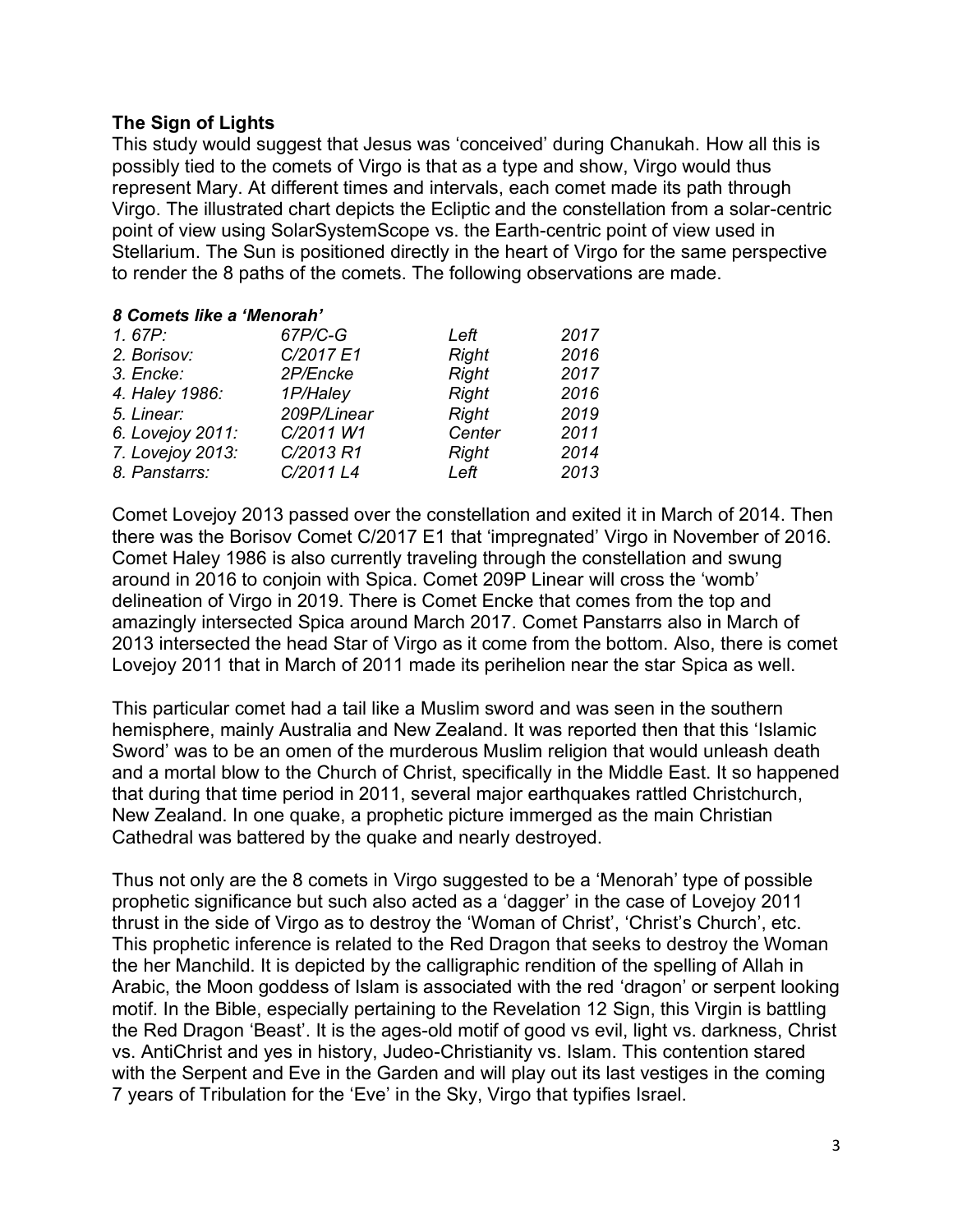**The Sign of Lights**

This study would suggest that Jesus was 'conceived' during Chanukah. How all this is possibly tied to the comets of Virgo is that as a type and show, Virgo would thus represent Mary. At different times and intervals, each comet made its path through Virgo. The illustrated chart depicts the Ecliptic and the constellation from a solar-centric point of view using SolarSystemScope vs. the Earth-centric point of view used in Stellarium. The Sun is positioned directly in the heart of Virgo for the same perspective to render the 8 paths of the comets. The following observations are made.

***8 Comets like a 'Menorah'***

| | | | |
|---|---|---|---|
| *1. 67P:* | *67P/C-G* | *Left* | *2017* |
| *2. Borisov:* | *C/2017 E1* | *Right* | *2016* |
| *3. Encke:* | *2P/Encke* | *Right* | *2017* |
| *4. Haley 1986:* | *1P/Haley* | *Right* | *2016* |
| *5. Linear:* | *209P/Linear* | *Right* | *2019* |
| *6. Lovejoy 2011:* | *C/2011 W1* | *Center* | *2011* |
| *7. Lovejoy 2013:* | *C/2013 R1* | *Right* | *2014* |
| *8. Panstarrs:* | *C/2011 L4* | *Left* | *2013* |

Comet Lovejoy 2013 passed over the constellation and exited it in March of 2014. Then there was the Borisov Comet C/2017 E1 that 'impregnated' Virgo in November of 2016. Comet Haley 1986 is also currently traveling through the constellation and swung around in 2016 to conjoin with Spica. Comet 209P Linear will cross the 'womb' delineation of Virgo in 2019. There is Comet Encke that comes from the top and amazingly intersected Spica around March 2017. Comet Panstarrs also in March of 2013 intersected the head Star of Virgo as it come from the bottom. Also, there is comet Lovejoy 2011 that in March of 2011 made its perihelion near the star Spica as well.

This particular comet had a tail like a Muslim sword and was seen in the southern hemisphere, mainly Australia and New Zealand. It was reported then that this 'Islamic Sword' was to be an omen of the murderous Muslim religion that would unleash death and a mortal blow to the Church of Christ, specifically in the Middle East. It so happened that during that time period in 2011, several major earthquakes rattled Christchurch, New Zealand. In one quake, a prophetic picture immerged as the main Christian Cathedral was battered by the quake and nearly destroyed.

Thus not only are the 8 comets in Virgo suggested to be a 'Menorah' type of possible prophetic significance but such also acted as a 'dagger' in the case of Lovejoy 2011 thrust in the side of Virgo as to destroy the 'Woman of Christ', 'Christ's Church', etc. This prophetic inference is related to the Red Dragon that seeks to destroy the Woman the her Manchild. It is depicted by the calligraphic rendition of the spelling of Allah in Arabic, the Moon goddess of Islam is associated with the red 'dragon' or serpent looking motif. In the Bible, especially pertaining to the Revelation 12 Sign, this Virgin is battling the Red Dragon 'Beast'. It is the ages-old motif of good vs evil, light vs. darkness, Christ vs. AntiChrist and yes in history, Judeo-Christianity vs. Islam. This contention stared with the Serpent and Eve in the Garden and will play out its last vestiges in the coming 7 years of Tribulation for the 'Eve' in the Sky, Virgo that typifies Israel.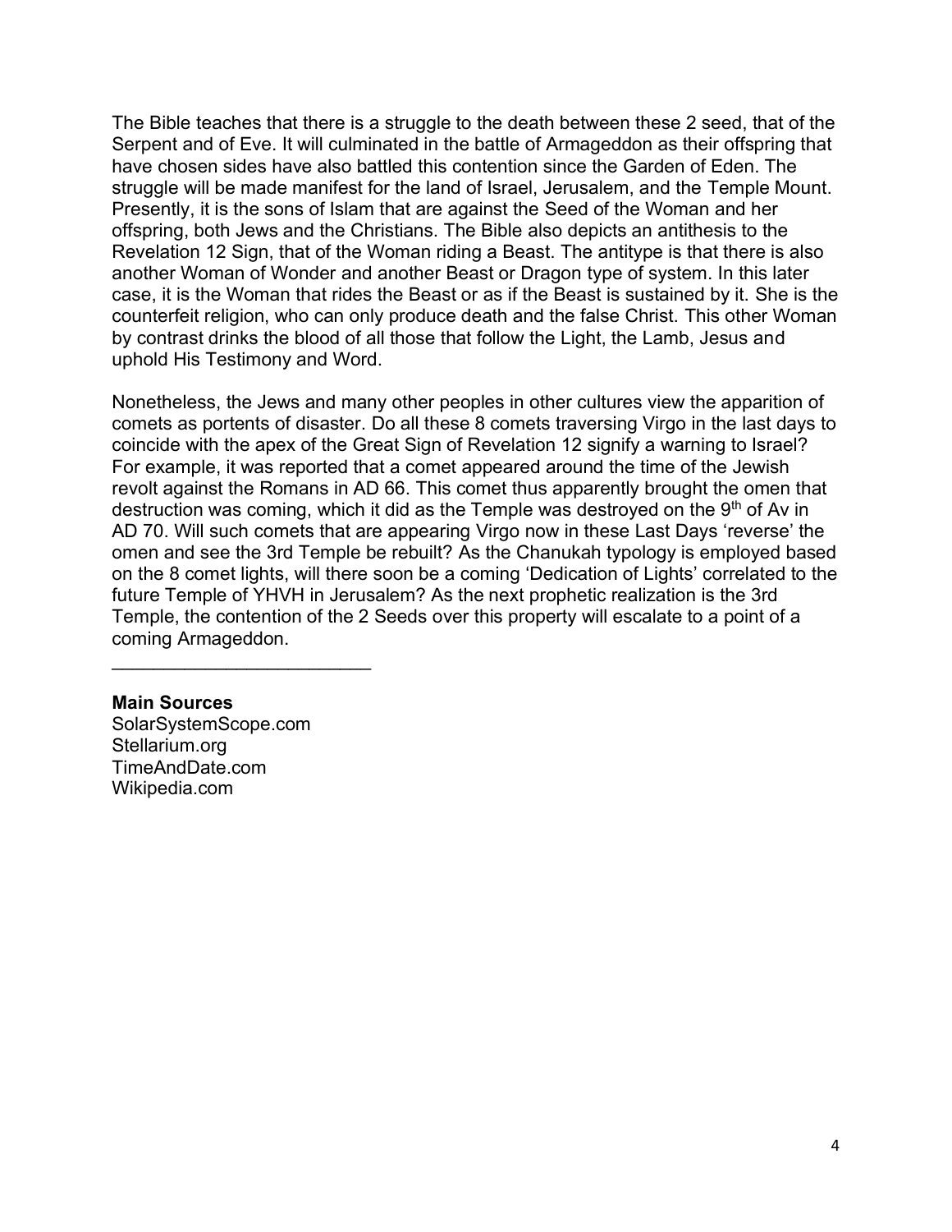The Bible teaches that there is a struggle to the death between these 2 seed, that of the Serpent and of Eve. It will culminated in the battle of Armageddon as their offspring that have chosen sides have also battled this contention since the Garden of Eden. The struggle will be made manifest for the land of Israel, Jerusalem, and the Temple Mount. Presently, it is the sons of Islam that are against the Seed of the Woman and her offspring, both Jews and the Christians. The Bible also depicts an antithesis to the Revelation 12 Sign, that of the Woman riding a Beast. The antitype is that there is also another Woman of Wonder and another Beast or Dragon type of system. In this later case, it is the Woman that rides the Beast or as if the Beast is sustained by it. She is the counterfeit religion, who can only produce death and the false Christ. This other Woman by contrast drinks the blood of all those that follow the Light, the Lamb, Jesus and uphold His Testimony and Word.

Nonetheless, the Jews and many other peoples in other cultures view the apparition of comets as portents of disaster. Do all these 8 comets traversing Virgo in the last days to coincide with the apex of the Great Sign of Revelation 12 signify a warning to Israel? For example, it was reported that a comet appeared around the time of the Jewish revolt against the Romans in AD 66. This comet thus apparently brought the omen that destruction was coming, which it did as the Temple was destroyed on the 9th of Av in AD 70. Will such comets that are appearing Virgo now in these Last Days 'reverse' the omen and see the 3rd Temple be rebuilt? As the Chanukah typology is employed based on the 8 comet lights, will there soon be a coming 'Dedication of Lights' correlated to the future Temple of YHVH in Jerusalem? As the next prophetic realization is the 3rd Temple, the contention of the 2 Seeds over this property will escalate to a point of a coming Armageddon.

---

**Main Sources**
SolarSystemScope.com
Stellarium.org
TimeAndDate.com
Wikipedia.com